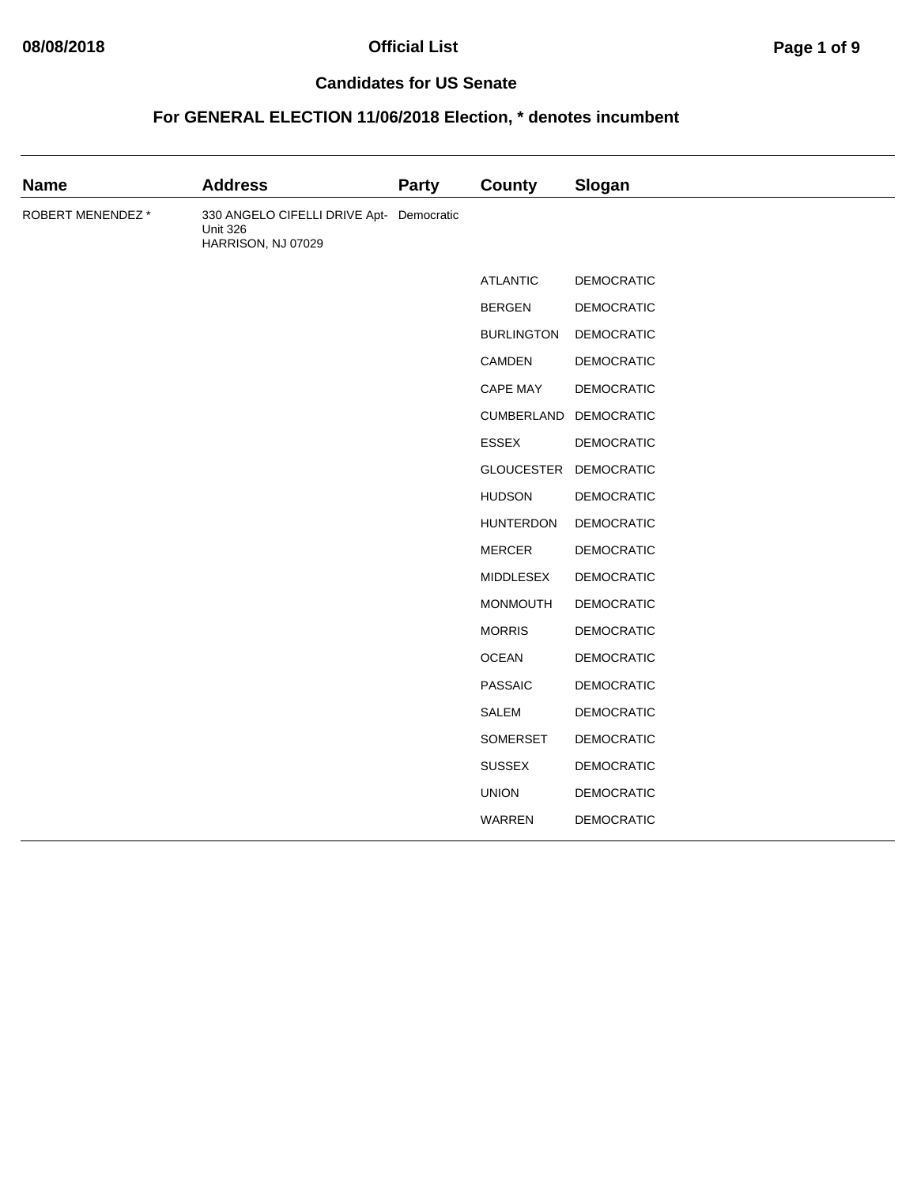# Official List

## Candidates for US Senate

### For GENERAL ELECTION 11/06/2018 Election, * denotes incumbent

| Name | Address | Party | County | Slogan |
| --- | --- | --- | --- | --- |
| ROBERT MENENDEZ * | 330 ANGELO CIFELLI DRIVE Apt-Unit 326<br>HARRISON, NJ 07029 | Democratic | | |
| | | | ATLANTIC | DEMOCRATIC |
| | | | BERGEN | DEMOCRATIC |
| | | | BURLINGTON | DEMOCRATIC |
| | | | CAMDEN | DEMOCRATIC |
| | | | CAPE MAY | DEMOCRATIC |
| | | | CUMBERLAND | DEMOCRATIC |
| | | | ESSEX | DEMOCRATIC |
| | | | GLOUCESTER | DEMOCRATIC |
| | | | HUDSON | DEMOCRATIC |
| | | | HUNTERDON | DEMOCRATIC |
| | | | MERCER | DEMOCRATIC |
| | | | MIDDLESEX | DEMOCRATIC |
| | | | MONMOUTH | DEMOCRATIC |
| | | | MORRIS | DEMOCRATIC |
| | | | OCEAN | DEMOCRATIC |
| | | | PASSAIC | DEMOCRATIC |
| | | | SALEM | DEMOCRATIC |
| | | | SOMERSET | DEMOCRATIC |
| | | | SUSSEX | DEMOCRATIC |
| | | | UNION | DEMOCRATIC |
| | | | WARREN | DEMOCRATIC |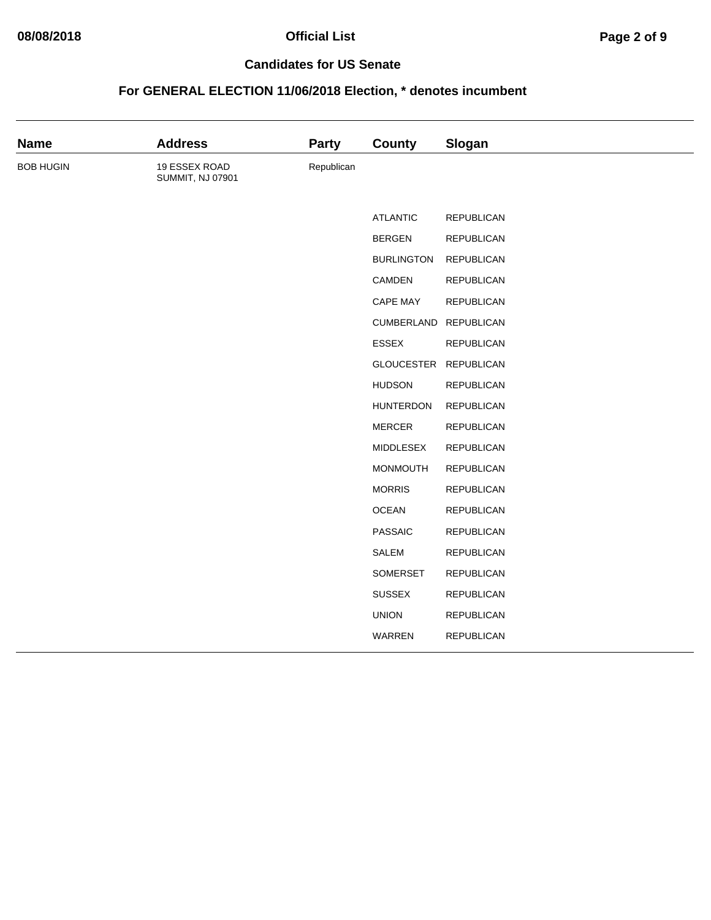## Official List

## Candidates for US Senate

## For GENERAL ELECTION 11/06/2018 Election, * denotes incumbent

| Name | Address | Party | County | Slogan |
| --- | --- | --- | --- | --- |
| BOB HUGIN | 19 ESSEX ROAD SUMMIT, NJ 07901 | Republican | | |
| | | | ATLANTIC | REPUBLICAN |
| | | | BERGEN | REPUBLICAN |
| | | | BURLINGTON | REPUBLICAN |
| | | | CAMDEN | REPUBLICAN |
| | | | CAPE MAY | REPUBLICAN |
| | | | CUMBERLAND | REPUBLICAN |
| | | | ESSEX | REPUBLICAN |
| | | | GLOUCESTER | REPUBLICAN |
| | | | HUDSON | REPUBLICAN |
| | | | HUNTERDON | REPUBLICAN |
| | | | MERCER | REPUBLICAN |
| | | | MIDDLESEX | REPUBLICAN |
| | | | MONMOUTH | REPUBLICAN |
| | | | MORRIS | REPUBLICAN |
| | | | OCEAN | REPUBLICAN |
| | | | PASSAIC | REPUBLICAN |
| | | | SALEM | REPUBLICAN |
| | | | SOMERSET | REPUBLICAN |
| | | | SUSSEX | REPUBLICAN |
| | | | UNION | REPUBLICAN |
| | | | WARREN | REPUBLICAN |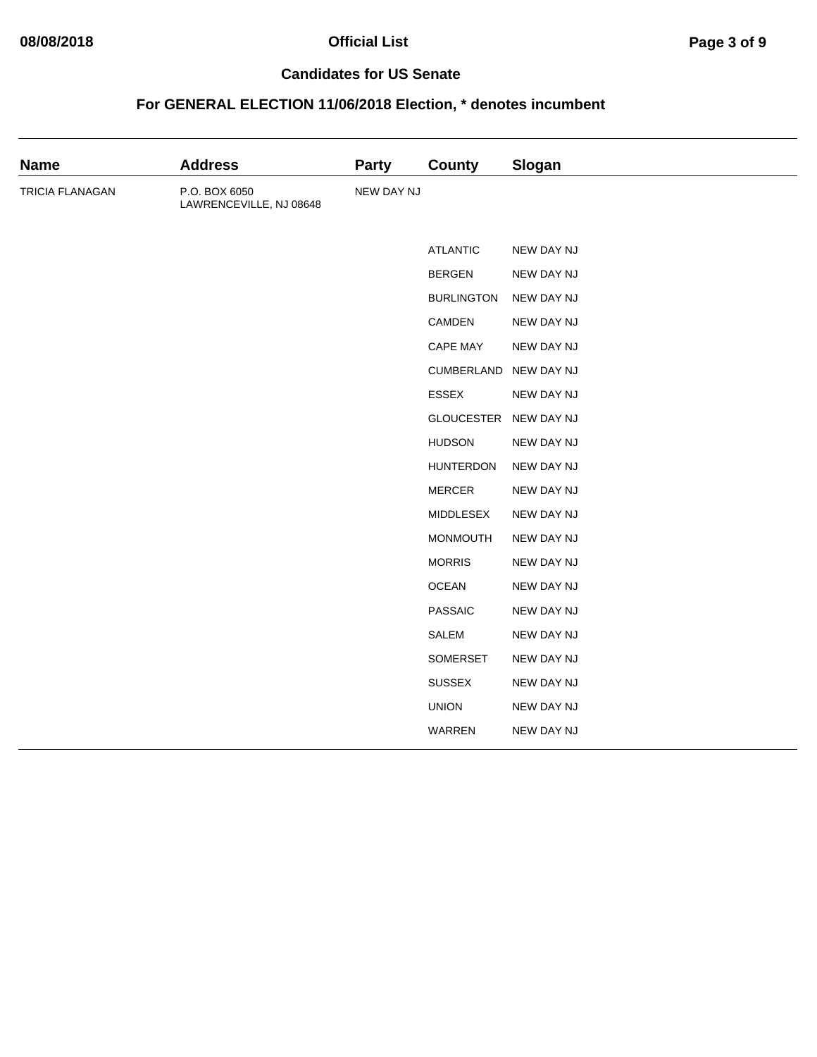## Candidates for US Senate

## For GENERAL ELECTION 11/06/2018 Election, * denotes incumbent

| Name | Address | Party | County | Slogan |
| --- | --- | --- | --- | --- |
| TRICIA FLANAGAN | P.O. BOX 6050<br>LAWRENCEVILLE, NJ 08648 | NEW DAY NJ | | |
| | | | ATLANTIC | NEW DAY NJ |
| | | | BERGEN | NEW DAY NJ |
| | | | BURLINGTON | NEW DAY NJ |
| | | | CAMDEN | NEW DAY NJ |
| | | | CAPE MAY | NEW DAY NJ |
| | | | CUMBERLAND | NEW DAY NJ |
| | | | ESSEX | NEW DAY NJ |
| | | | GLOUCESTER | NEW DAY NJ |
| | | | HUDSON | NEW DAY NJ |
| | | | HUNTERDON | NEW DAY NJ |
| | | | MERCER | NEW DAY NJ |
| | | | MIDDLESEX | NEW DAY NJ |
| | | | MONMOUTH | NEW DAY NJ |
| | | | MORRIS | NEW DAY NJ |
| | | | OCEAN | NEW DAY NJ |
| | | | PASSAIC | NEW DAY NJ |
| | | | SALEM | NEW DAY NJ |
| | | | SOMERSET | NEW DAY NJ |
| | | | SUSSEX | NEW DAY NJ |
| | | | UNION | NEW DAY NJ |
| | | | WARREN | NEW DAY NJ |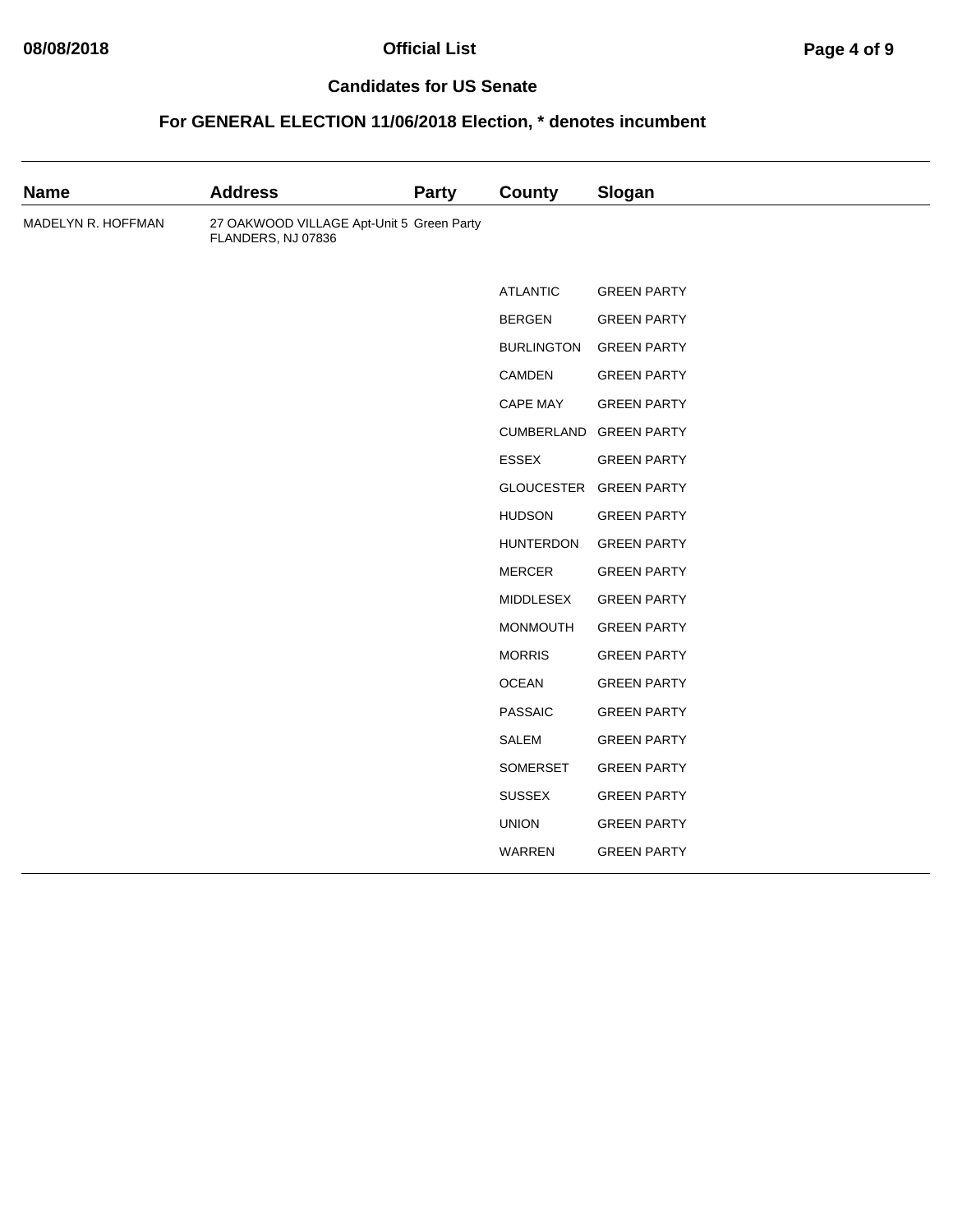## Official List

## Candidates for US Senate

## For GENERAL ELECTION 11/06/2018 Election, * denotes incumbent

| Name | Address | Party | County | Slogan |
|---|---|---|---|---|
| MADELYN R. HOFFMAN | 27 OAKWOOD VILLAGE Apt-Unit 5 FLANDERS, NJ 07836 | Green Party | | |
| | | | ATLANTIC | GREEN PARTY |
| | | | BERGEN | GREEN PARTY |
| | | | BURLINGTON | GREEN PARTY |
| | | | CAMDEN | GREEN PARTY |
| | | | CAPE MAY | GREEN PARTY |
| | | | CUMBERLAND | GREEN PARTY |
| | | | ESSEX | GREEN PARTY |
| | | | GLOUCESTER | GREEN PARTY |
| | | | HUDSON | GREEN PARTY |
| | | | HUNTERDON | GREEN PARTY |
| | | | MERCER | GREEN PARTY |
| | | | MIDDLESEX | GREEN PARTY |
| | | | MONMOUTH | GREEN PARTY |
| | | | MORRIS | GREEN PARTY |
| | | | OCEAN | GREEN PARTY |
| | | | PASSAIC | GREEN PARTY |
| | | | SALEM | GREEN PARTY |
| | | | SOMERSET | GREEN PARTY |
| | | | SUSSEX | GREEN PARTY |
| | | | UNION | GREEN PARTY |
| | | | WARREN | GREEN PARTY |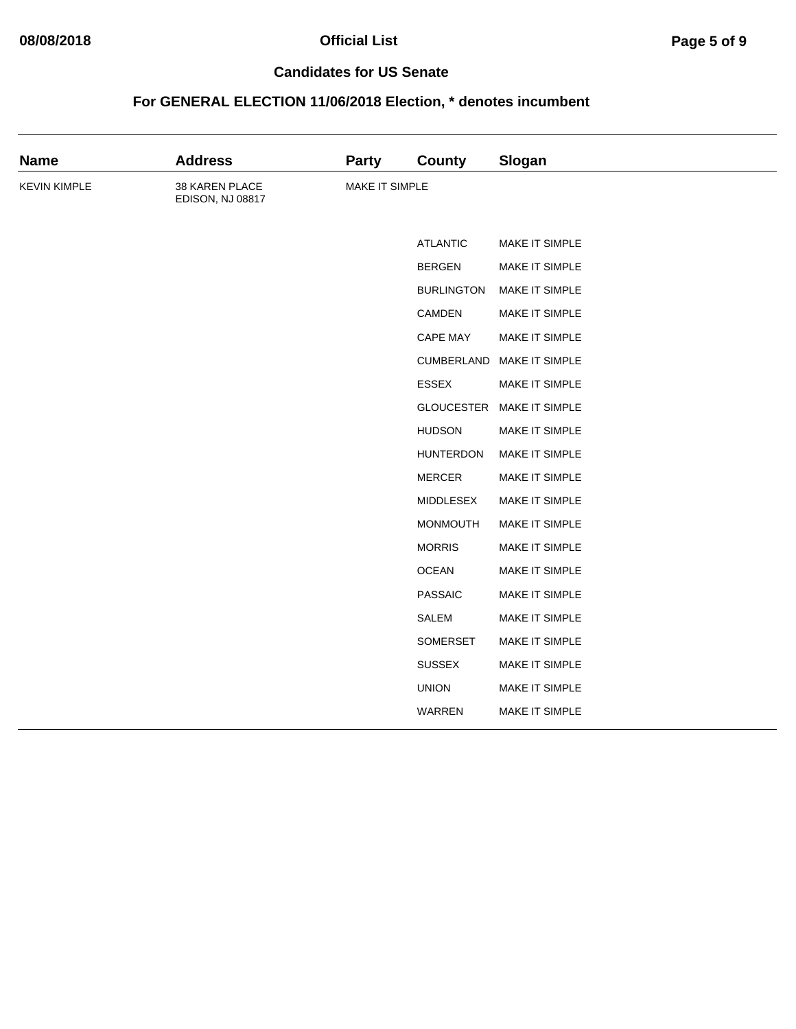## Official List

## Candidates for US Senate

## For GENERAL ELECTION 11/06/2018 Election, * denotes incumbent

| Name | Address | Party | County | Slogan |
|---|---|---|---|---|
| KEVIN KIMPLE | 38 KAREN PLACE<br>EDISON, NJ 08817 | MAKE IT SIMPLE | | |
| | | | ATLANTIC | MAKE IT SIMPLE |
| | | | BERGEN | MAKE IT SIMPLE |
| | | | BURLINGTON | MAKE IT SIMPLE |
| | | | CAMDEN | MAKE IT SIMPLE |
| | | | CAPE MAY | MAKE IT SIMPLE |
| | | | CUMBERLAND | MAKE IT SIMPLE |
| | | | ESSEX | MAKE IT SIMPLE |
| | | | GLOUCESTER | MAKE IT SIMPLE |
| | | | HUDSON | MAKE IT SIMPLE |
| | | | HUNTERDON | MAKE IT SIMPLE |
| | | | MERCER | MAKE IT SIMPLE |
| | | | MIDDLESEX | MAKE IT SIMPLE |
| | | | MONMOUTH | MAKE IT SIMPLE |
| | | | MORRIS | MAKE IT SIMPLE |
| | | | OCEAN | MAKE IT SIMPLE |
| | | | PASSAIC | MAKE IT SIMPLE |
| | | | SALEM | MAKE IT SIMPLE |
| | | | SOMERSET | MAKE IT SIMPLE |
| | | | SUSSEX | MAKE IT SIMPLE |
| | | | UNION | MAKE IT SIMPLE |
| | | | WARREN | MAKE IT SIMPLE |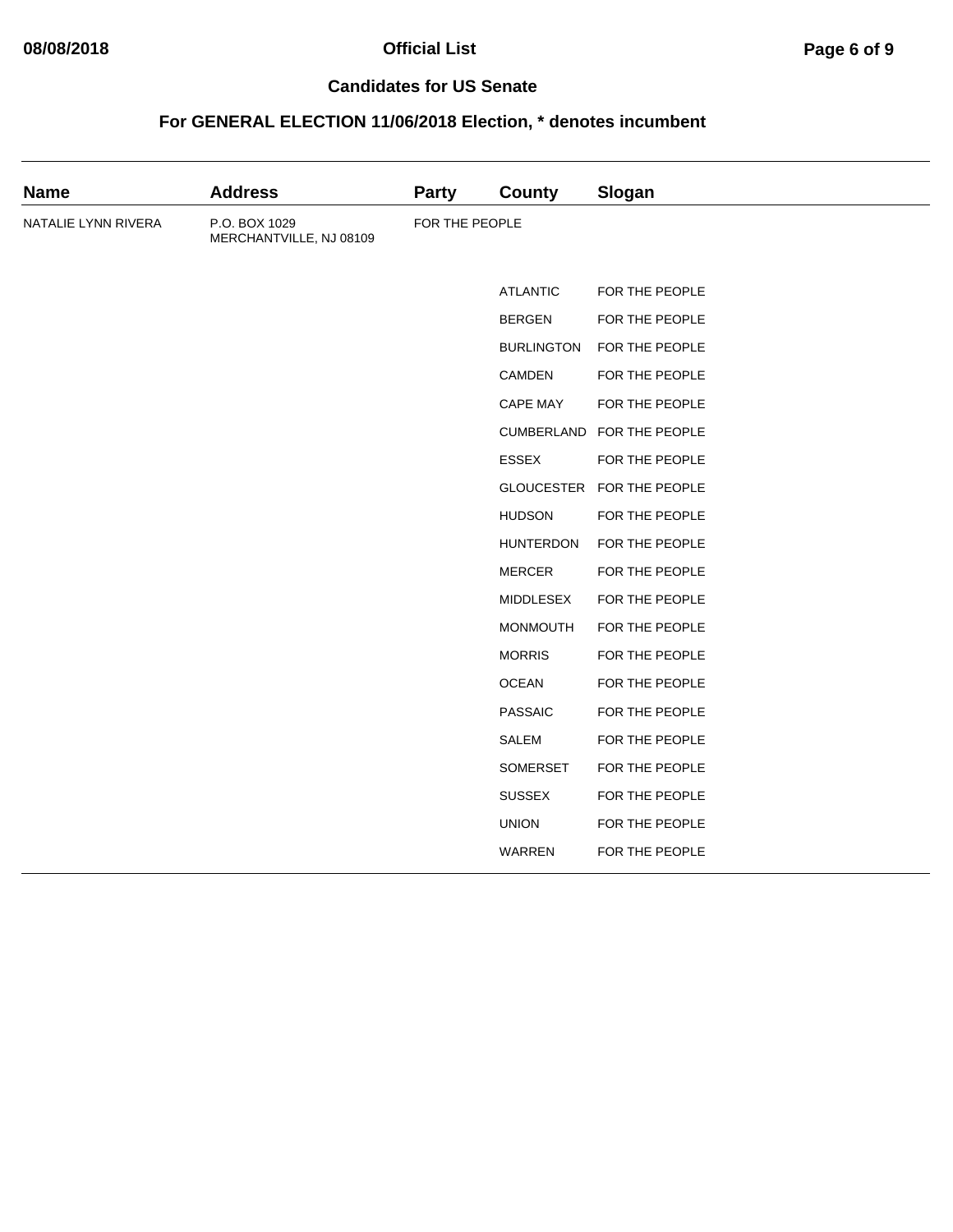**Official List**

## Candidates for US Senate

## For GENERAL ELECTION 11/06/2018 Election, * denotes incumbent

| Name | Address | Party | County | Slogan |
|---|---|---|---|---|
| NATALIE LYNN RIVERA | P.O. BOX 1029<br>MERCHANTVILLE, NJ 08109 | FOR THE PEOPLE | | |
| | | | ATLANTIC | FOR THE PEOPLE |
| | | | BERGEN | FOR THE PEOPLE |
| | | | BURLINGTON | FOR THE PEOPLE |
| | | | CAMDEN | FOR THE PEOPLE |
| | | | CAPE MAY | FOR THE PEOPLE |
| | | | CUMBERLAND | FOR THE PEOPLE |
| | | | ESSEX | FOR THE PEOPLE |
| | | | GLOUCESTER | FOR THE PEOPLE |
| | | | HUDSON | FOR THE PEOPLE |
| | | | HUNTERDON | FOR THE PEOPLE |
| | | | MERCER | FOR THE PEOPLE |
| | | | MIDDLESEX | FOR THE PEOPLE |
| | | | MONMOUTH | FOR THE PEOPLE |
| | | | MORRIS | FOR THE PEOPLE |
| | | | OCEAN | FOR THE PEOPLE |
| | | | PASSAIC | FOR THE PEOPLE |
| | | | SALEM | FOR THE PEOPLE |
| | | | SOMERSET | FOR THE PEOPLE |
| | | | SUSSEX | FOR THE PEOPLE |
| | | | UNION | FOR THE PEOPLE |
| | | | WARREN | FOR THE PEOPLE |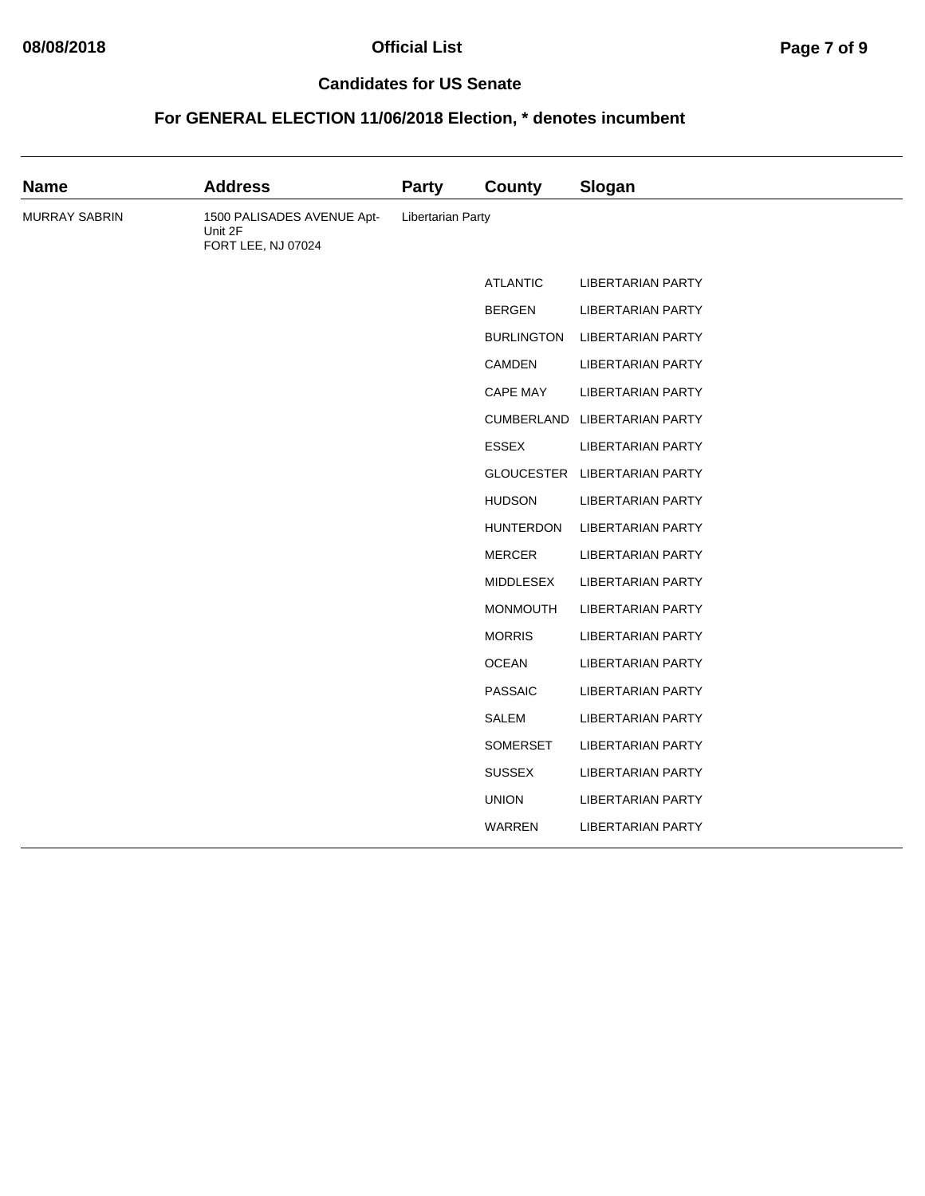## Candidates for US Senate

## For GENERAL ELECTION 11/06/2018 Election, * denotes incumbent

| Name | Address | Party | County | Slogan |
|---|---|---|---|---|
| MURRAY SABRIN | 1500 PALISADES AVENUE Apt-Unit 2F FORT LEE, NJ 07024 | Libertarian Party | | |
| | | | ATLANTIC | LIBERTARIAN PARTY |
| | | | BERGEN | LIBERTARIAN PARTY |
| | | | BURLINGTON | LIBERTARIAN PARTY |
| | | | CAMDEN | LIBERTARIAN PARTY |
| | | | CAPE MAY | LIBERTARIAN PARTY |
| | | | CUMBERLAND | LIBERTARIAN PARTY |
| | | | ESSEX | LIBERTARIAN PARTY |
| | | | GLOUCESTER | LIBERTARIAN PARTY |
| | | | HUDSON | LIBERTARIAN PARTY |
| | | | HUNTERDON | LIBERTARIAN PARTY |
| | | | MERCER | LIBERTARIAN PARTY |
| | | | MIDDLESEX | LIBERTARIAN PARTY |
| | | | MONMOUTH | LIBERTARIAN PARTY |
| | | | MORRIS | LIBERTARIAN PARTY |
| | | | OCEAN | LIBERTARIAN PARTY |
| | | | PASSAIC | LIBERTARIAN PARTY |
| | | | SALEM | LIBERTARIAN PARTY |
| | | | SOMERSET | LIBERTARIAN PARTY |
| | | | SUSSEX | LIBERTARIAN PARTY |
| | | | UNION | LIBERTARIAN PARTY |
| | | | WARREN | LIBERTARIAN PARTY |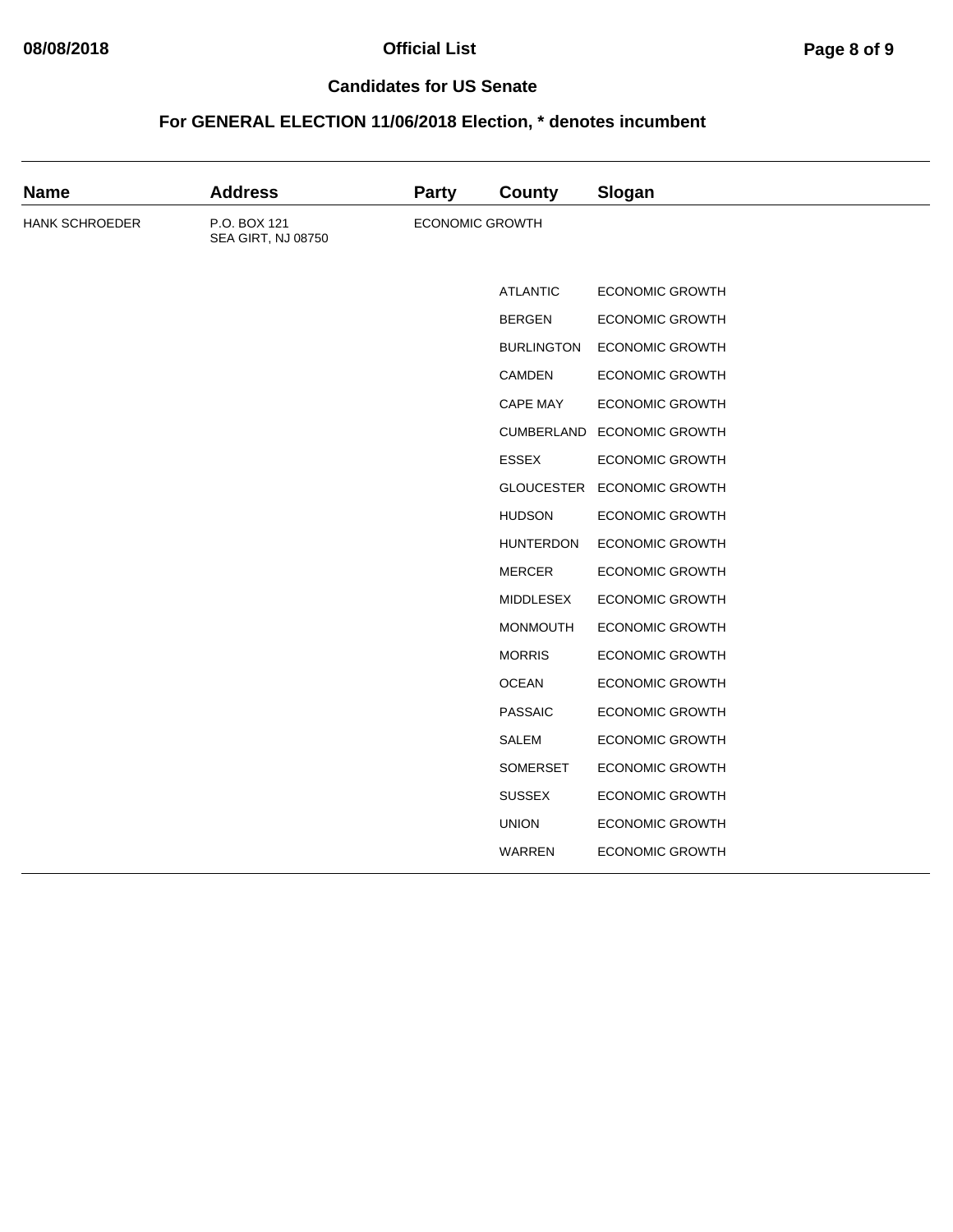## Official List

## Candidates for US Senate

## For GENERAL ELECTION 11/06/2018 Election, * denotes incumbent

| Name | Address | Party | County | Slogan |
|---|---|---|---|---|
| HANK SCHROEDER | P.O. BOX 121<br>SEA GIRT, NJ 08750 | ECONOMIC GROWTH | | |
| | | | ATLANTIC | ECONOMIC GROWTH |
| | | | BERGEN | ECONOMIC GROWTH |
| | | | BURLINGTON | ECONOMIC GROWTH |
| | | | CAMDEN | ECONOMIC GROWTH |
| | | | CAPE MAY | ECONOMIC GROWTH |
| | | | CUMBERLAND | ECONOMIC GROWTH |
| | | | ESSEX | ECONOMIC GROWTH |
| | | | GLOUCESTER | ECONOMIC GROWTH |
| | | | HUDSON | ECONOMIC GROWTH |
| | | | HUNTERDON | ECONOMIC GROWTH |
| | | | MERCER | ECONOMIC GROWTH |
| | | | MIDDLESEX | ECONOMIC GROWTH |
| | | | MONMOUTH | ECONOMIC GROWTH |
| | | | MORRIS | ECONOMIC GROWTH |
| | | | OCEAN | ECONOMIC GROWTH |
| | | | PASSAIC | ECONOMIC GROWTH |
| | | | SALEM | ECONOMIC GROWTH |
| | | | SOMERSET | ECONOMIC GROWTH |
| | | | SUSSEX | ECONOMIC GROWTH |
| | | | UNION | ECONOMIC GROWTH |
| | | | WARREN | ECONOMIC GROWTH |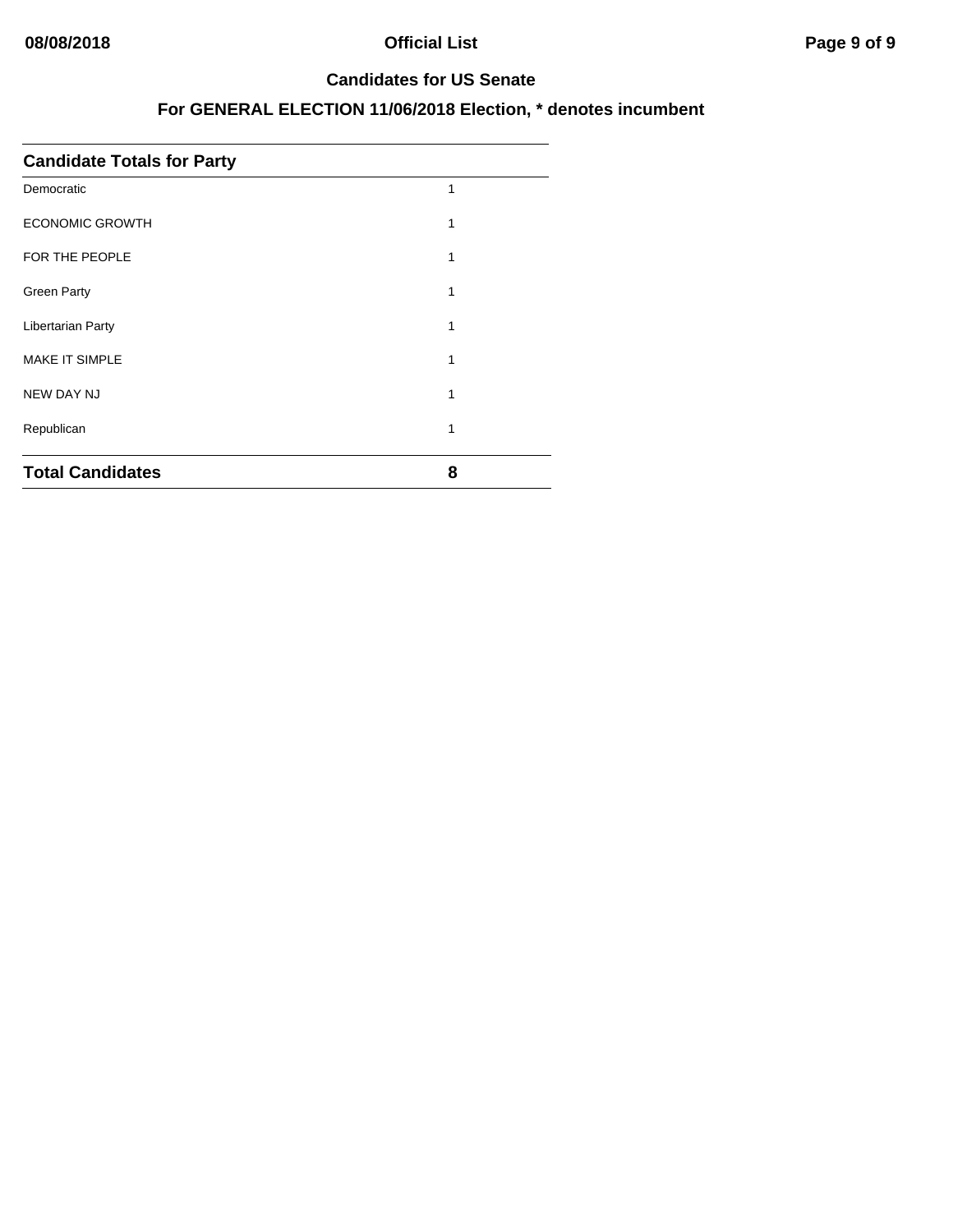## Candidates for US Senate

### For GENERAL ELECTION 11/06/2018 Election, * denotes incumbent

| **Candidate Totals for Party** | |
|---|---|
| Democratic | 1 |
| ECONOMIC GROWTH | 1 |
| FOR THE PEOPLE | 1 |
| Green Party | 1 |
| Libertarian Party | 1 |
| MAKE IT SIMPLE | 1 |
| NEW DAY NJ | 1 |
| Republican | 1 |
| **Total Candidates** | **8** |